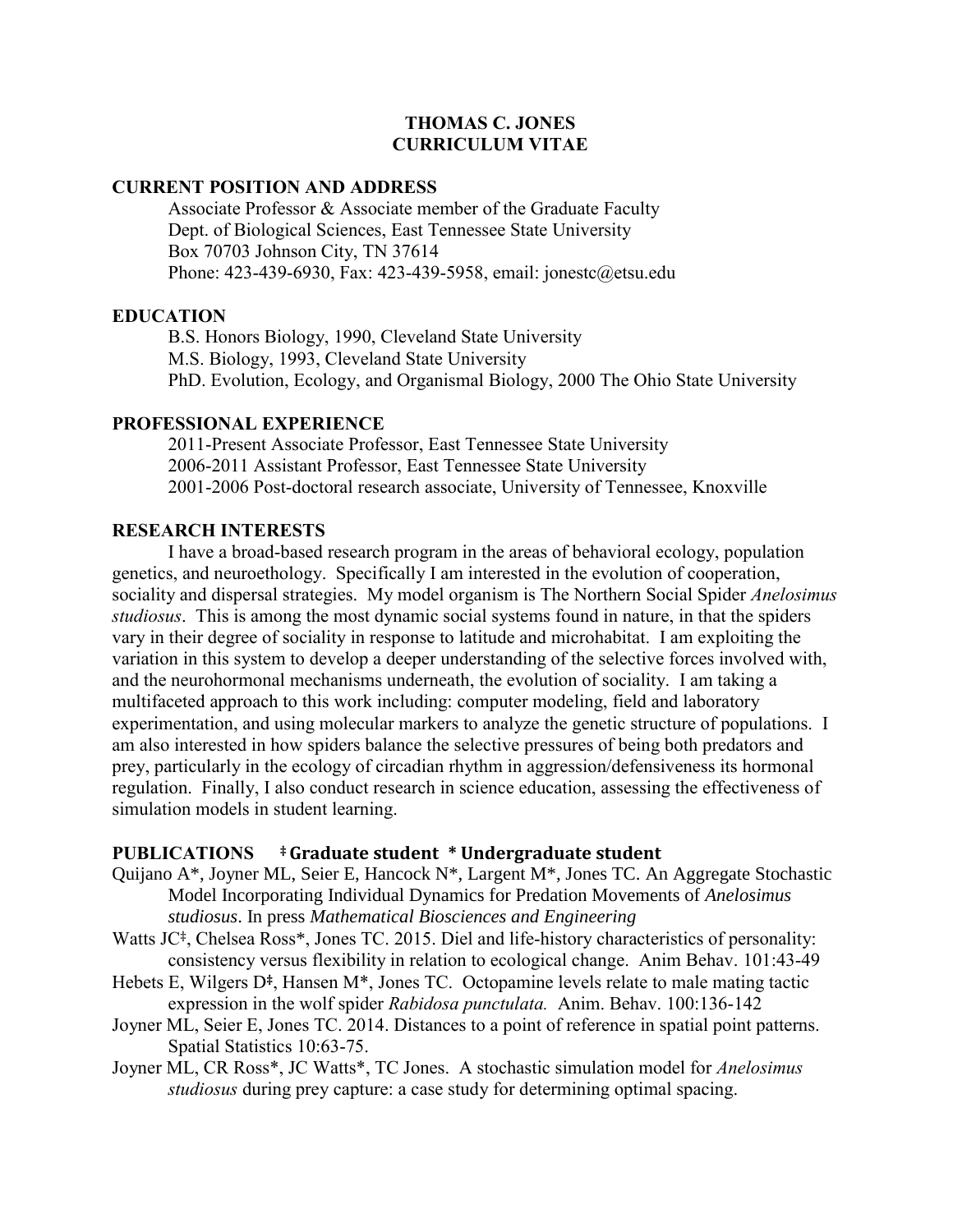# THOMAS C. JONES
# CURRICULUM VITAE

## CURRENT POSITION AND ADDRESS

Associate Professor & Associate member of the Graduate Faculty
Dept. of Biological Sciences, East Tennessee State University
Box 70703 Johnson City, TN 37614
Phone: 423-439-6930, Fax: 423-439-5958, email: jonestc@etsu.edu

## EDUCATION

B.S. Honors Biology, 1990, Cleveland State University
M.S. Biology, 1993, Cleveland State University
PhD. Evolution, Ecology, and Organismal Biology, 2000 The Ohio State University

## PROFESSIONAL EXPERIENCE

2011-Present Associate Professor, East Tennessee State University
2006-2011 Assistant Professor, East Tennessee State University
2001-2006 Post-doctoral research associate, University of Tennessee, Knoxville

## RESEARCH INTERESTS

I have a broad-based research program in the areas of behavioral ecology, population genetics, and neuroethology. Specifically I am interested in the evolution of cooperation, sociality and dispersal strategies. My model organism is The Northern Social Spider *Anelosimus studiosus*. This is among the most dynamic social systems found in nature, in that the spiders vary in their degree of sociality in response to latitude and microhabitat. I am exploiting the variation in this system to develop a deeper understanding of the selective forces involved with, and the neurohormonal mechanisms underneath, the evolution of sociality. I am taking a multifaceted approach to this work including: computer modeling, field and laboratory experimentation, and using molecular markers to analyze the genetic structure of populations. I am also interested in how spiders balance the selective pressures of being both predators and prey, particularly in the ecology of circadian rhythm in aggression/defensiveness its hormonal regulation. Finally, I also conduct research in science education, assessing the effectiveness of simulation models in student learning.

## PUBLICATIONS ‡Graduate student * Undergraduate student

Quijano A*, Joyner ML, Seier E, Hancock N*, Largent M*, Jones TC. An Aggregate Stochastic Model Incorporating Individual Dynamics for Predation Movements of *Anelosimus studiosus*. In press *Mathematical Biosciences and Engineering*

Watts JC‡, Chelsea Ross*, Jones TC. 2015. Diel and life-history characteristics of personality: consistency versus flexibility in relation to ecological change. Anim Behav. 101:43-49

Hebets E, Wilgers D‡, Hansen M*, Jones TC. Octopamine levels relate to male mating tactic expression in the wolf spider *Rabidosa punctulata.* Anim. Behav. 100:136-142

Joyner ML, Seier E, Jones TC. 2014. Distances to a point of reference in spatial point patterns. Spatial Statistics 10:63-75.

Joyner ML, CR Ross*, JC Watts*, TC Jones. A stochastic simulation model for *Anelosimus studiosus* during prey capture: a case study for determining optimal spacing.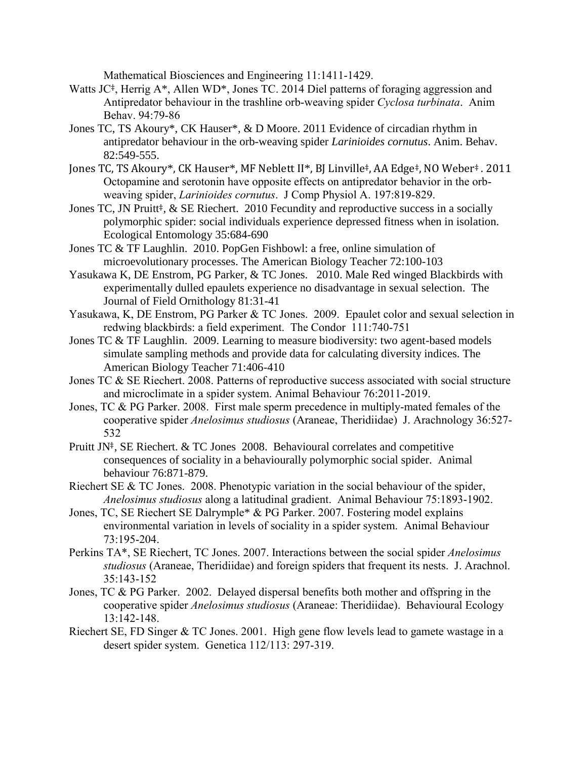Mathematical Biosciences and Engineering 11:1411-1429.

Watts JC‡, Herrig A*, Allen WD*, Jones TC. 2014 Diel patterns of foraging aggression and Antipredator behaviour in the trashline orb-weaving spider *Cyclosa turbinata*. Anim Behav. 94:79-86

Jones TC, TS Akoury*, CK Hauser*, & D Moore. 2011 Evidence of circadian rhythm in antipredator behaviour in the orb-weaving spider *Larinioides cornutus*. Anim. Behav. 82:549-555.

Jones TC, TS Akoury*, CK Hauser*, MF Neblett II*, BJ Linville‡, AA Edge‡, NO Weber‡ . 2011 Octopamine and serotonin have opposite effects on antipredator behavior in the orb-weaving spider, *Larinioides cornutus*. J Comp Physiol A. 197:819-829.

Jones TC, JN Pruitt‡, & SE Riechert. 2010 Fecundity and reproductive success in a socially polymorphic spider: social individuals experience depressed fitness when in isolation. Ecological Entomology 35:684-690

Jones TC & TF Laughlin. 2010. PopGen Fishbowl: a free, online simulation of microevolutionary processes. The American Biology Teacher 72:100-103

Yasukawa K, DE Enstrom, PG Parker, & TC Jones. 2010. Male Red winged Blackbirds with experimentally dulled epaulets experience no disadvantage in sexual selection. The Journal of Field Ornithology 81:31-41

Yasukawa, K, DE Enstrom, PG Parker & TC Jones. 2009. Epaulet color and sexual selection in redwing blackbirds: a field experiment. The Condor 111:740-751

Jones TC & TF Laughlin. 2009. Learning to measure biodiversity: two agent-based models simulate sampling methods and provide data for calculating diversity indices. The American Biology Teacher 71:406-410

Jones TC & SE Riechert. 2008. Patterns of reproductive success associated with social structure and microclimate in a spider system. Animal Behaviour 76:2011-2019.

Jones, TC & PG Parker. 2008. First male sperm precedence in multiply-mated females of the cooperative spider *Anelosimus studiosus* (Araneae, Theridiidae) J. Arachnology 36:527-532

Pruitt JN‡, SE Riechert. & TC Jones 2008. Behavioural correlates and competitive consequences of sociality in a behaviourally polymorphic social spider. Animal behaviour 76:871-879.

Riechert SE & TC Jones. 2008. Phenotypic variation in the social behaviour of the spider, *Anelosimus studiosus* along a latitudinal gradient. Animal Behaviour 75:1893-1902.

Jones, TC, SE Riechert SE Dalrymple* & PG Parker. 2007. Fostering model explains environmental variation in levels of sociality in a spider system. Animal Behaviour 73:195-204.

Perkins TA*, SE Riechert, TC Jones. 2007. Interactions between the social spider *Anelosimus studiosus* (Araneae, Theridiidae) and foreign spiders that frequent its nests. J. Arachnol. 35:143-152

Jones, TC & PG Parker. 2002. Delayed dispersal benefits both mother and offspring in the cooperative spider *Anelosimus studiosus* (Araneae: Theridiidae). Behavioural Ecology 13:142-148.

Riechert SE, FD Singer & TC Jones. 2001. High gene flow levels lead to gamete wastage in a desert spider system. Genetica 112/113: 297-319.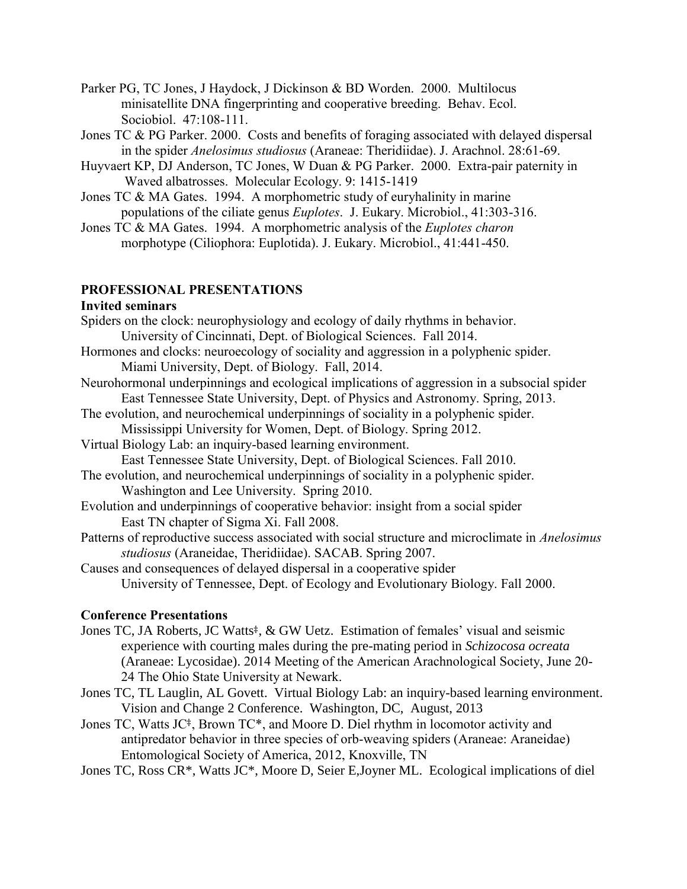Parker PG, TC Jones, J Haydock, J Dickinson & BD Worden. 2000. Multilocus minisatellite DNA fingerprinting and cooperative breeding. Behav. Ecol. Sociobiol. 47:108-111.

Jones TC & PG Parker. 2000. Costs and benefits of foraging associated with delayed dispersal in the spider *Anelosimus studiosus* (Araneae: Theridiidae). J. Arachnol. 28:61-69.

Huyvaert KP, DJ Anderson, TC Jones, W Duan & PG Parker. 2000. Extra-pair paternity in Waved albatrosses. Molecular Ecology. 9: 1415-1419

Jones TC & MA Gates. 1994. A morphometric study of euryhalinity in marine populations of the ciliate genus *Euplotes*. J. Eukary. Microbiol., 41:303-316.

Jones TC & MA Gates. 1994. A morphometric analysis of the *Euplotes charon* morphotype (Ciliophora: Euplotida). J. Eukary. Microbiol., 41:441-450.

## PROFESSIONAL PRESENTATIONS

### Invited seminars

Spiders on the clock: neurophysiology and ecology of daily rhythms in behavior. University of Cincinnati, Dept. of Biological Sciences. Fall 2014.

Hormones and clocks: neuroecology of sociality and aggression in a polyphenic spider. Miami University, Dept. of Biology. Fall, 2014.

Neurohormonal underpinnings and ecological implications of aggression in a subsocial spider East Tennessee State University, Dept. of Physics and Astronomy. Spring, 2013.

The evolution, and neurochemical underpinnings of sociality in a polyphenic spider. Mississippi University for Women, Dept. of Biology. Spring 2012.

Virtual Biology Lab: an inquiry-based learning environment. East Tennessee State University, Dept. of Biological Sciences. Fall 2010.

The evolution, and neurochemical underpinnings of sociality in a polyphenic spider. Washington and Lee University. Spring 2010.

Evolution and underpinnings of cooperative behavior: insight from a social spider East TN chapter of Sigma Xi. Fall 2008.

Patterns of reproductive success associated with social structure and microclimate in *Anelosimus studiosus* (Araneidae, Theridiidae). SACAB. Spring 2007.

Causes and consequences of delayed dispersal in a cooperative spider University of Tennessee, Dept. of Ecology and Evolutionary Biology. Fall 2000.

### Conference Presentations

Jones TC, JA Roberts, JC Watts‡, & GW Uetz. Estimation of females' visual and seismic experience with courting males during the pre-mating period in *Schizocosa ocreata* (Araneae: Lycosidae). 2014 Meeting of the American Arachnological Society, June 20-24 The Ohio State University at Newark.

Jones TC, TL Lauglin, AL Govett. Virtual Biology Lab: an inquiry-based learning environment. Vision and Change 2 Conference. Washington, DC, August, 2013

Jones TC, Watts JC‡, Brown TC*, and Moore D. Diel rhythm in locomotor activity and antipredator behavior in three species of orb-weaving spiders (Araneae: Araneidae) Entomological Society of America, 2012, Knoxville, TN

Jones TC, Ross CR*, Watts JC*, Moore D, Seier E,Joyner ML. Ecological implications of diel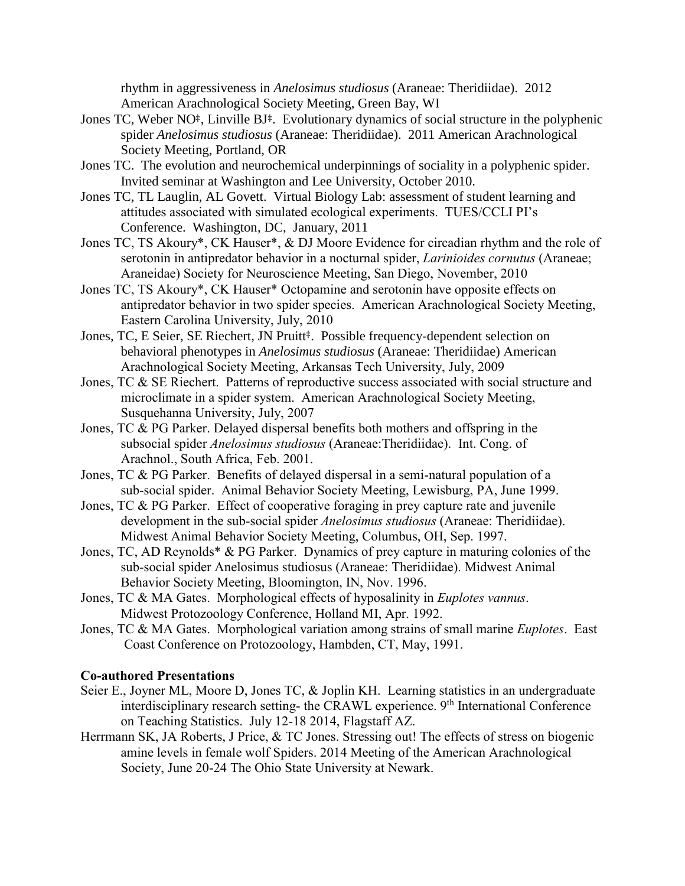rhythm in aggressiveness in *Anelosimus studiosus* (Araneae: Theridiidae). 2012 American Arachnological Society Meeting, Green Bay, WI

Jones TC, Weber NO‡, Linville BJ‡. Evolutionary dynamics of social structure in the polyphenic spider *Anelosimus studiosus* (Araneae: Theridiidae). 2011 American Arachnological Society Meeting, Portland, OR

Jones TC. The evolution and neurochemical underpinnings of sociality in a polyphenic spider. Invited seminar at Washington and Lee University, October 2010.

Jones TC, TL Lauglin, AL Govett. Virtual Biology Lab: assessment of student learning and attitudes associated with simulated ecological experiments. TUES/CCLI PI's Conference. Washington, DC, January, 2011

Jones TC, TS Akoury*, CK Hauser*, & DJ Moore Evidence for circadian rhythm and the role of serotonin in antipredator behavior in a nocturnal spider, *Larinioides cornutus* (Araneae; Araneidae) Society for Neuroscience Meeting, San Diego, November, 2010

Jones TC, TS Akoury*, CK Hauser* Octopamine and serotonin have opposite effects on antipredator behavior in two spider species. American Arachnological Society Meeting, Eastern Carolina University, July, 2010

Jones, TC, E Seier, SE Riechert, JN Pruitt‡. Possible frequency-dependent selection on behavioral phenotypes in *Anelosimus studiosus* (Araneae: Theridiidae) American Arachnological Society Meeting, Arkansas Tech University, July, 2009

Jones, TC & SE Riechert. Patterns of reproductive success associated with social structure and microclimate in a spider system. American Arachnological Society Meeting, Susquehanna University, July, 2007

Jones, TC & PG Parker. Delayed dispersal benefits both mothers and offspring in the subsocial spider *Anelosimus studiosus* (Araneae:Theridiidae). Int. Cong. of Arachnol., South Africa, Feb. 2001.

Jones, TC & PG Parker. Benefits of delayed dispersal in a semi-natural population of a sub-social spider. Animal Behavior Society Meeting, Lewisburg, PA, June 1999.

Jones, TC & PG Parker. Effect of cooperative foraging in prey capture rate and juvenile development in the sub-social spider *Anelosimus studiosus* (Araneae: Theridiidae). Midwest Animal Behavior Society Meeting, Columbus, OH, Sep. 1997.

Jones, TC, AD Reynolds* & PG Parker. Dynamics of prey capture in maturing colonies of the sub-social spider Anelosimus studiosus (Araneae: Theridiidae). Midwest Animal Behavior Society Meeting, Bloomington, IN, Nov. 1996.

Jones, TC & MA Gates. Morphological effects of hyposalinity in *Euplotes vannus*. Midwest Protozoology Conference, Holland MI, Apr. 1992.

Jones, TC & MA Gates. Morphological variation among strains of small marine *Euplotes*. East Coast Conference on Protozoology, Hambden, CT, May, 1991.

**Co-authored Presentations**

Seier E., Joyner ML, Moore D, Jones TC, & Joplin KH. Learning statistics in an undergraduate interdisciplinary research setting- the CRAWL experience. 9th International Conference on Teaching Statistics. July 12-18 2014, Flagstaff AZ.

Herrmann SK, JA Roberts, J Price, & TC Jones. Stressing out! The effects of stress on biogenic amine levels in female wolf Spiders. 2014 Meeting of the American Arachnological Society, June 20-24 The Ohio State University at Newark.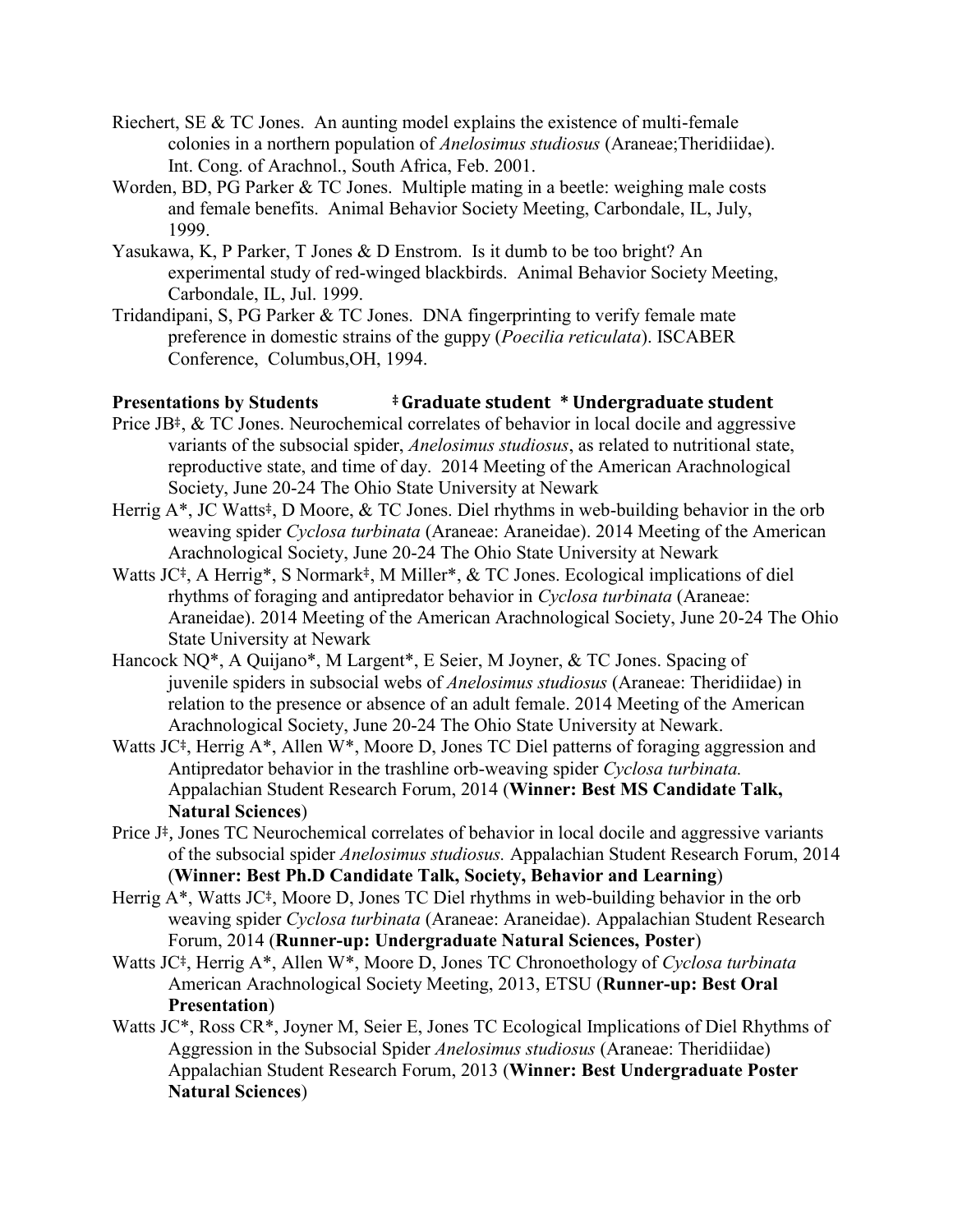Riechert, SE & TC Jones. An aunting model explains the existence of multi-female colonies in a northern population of *Anelosimus studiosus* (Araneae;Theridiidae). Int. Cong. of Arachnol., South Africa, Feb. 2001.

Worden, BD, PG Parker & TC Jones. Multiple mating in a beetle: weighing male costs and female benefits. Animal Behavior Society Meeting, Carbondale, IL, July, 1999.

Yasukawa, K, P Parker, T Jones & D Enstrom. Is it dumb to be too bright? An experimental study of red-winged blackbirds. Animal Behavior Society Meeting, Carbondale, IL, Jul. 1999.

Tridandipani, S, PG Parker & TC Jones. DNA fingerprinting to verify female mate preference in domestic strains of the guppy (*Poecilia reticulata*). ISCABER Conference, Columbus,OH, 1994.

**Presentations by Students** **‡Graduate student \*Undergraduate student**

Price JB‡, & TC Jones. Neurochemical correlates of behavior in local docile and aggressive variants of the subsocial spider, *Anelosimus studiosus*, as related to nutritional state, reproductive state, and time of day. 2014 Meeting of the American Arachnological Society, June 20-24 The Ohio State University at Newark

Herrig A\*, JC Watts‡, D Moore, & TC Jones. Diel rhythms in web-building behavior in the orb weaving spider *Cyclosa turbinata* (Araneae: Araneidae). 2014 Meeting of the American Arachnological Society, June 20-24 The Ohio State University at Newark

Watts JC‡, A Herrig\*, S Normark‡, M Miller\*, & TC Jones. Ecological implications of diel rhythms of foraging and antipredator behavior in *Cyclosa turbinata* (Araneae: Araneidae). 2014 Meeting of the American Arachnological Society, June 20-24 The Ohio State University at Newark

Hancock NQ\*, A Quijano\*, M Largent\*, E Seier, M Joyner, & TC Jones. Spacing of juvenile spiders in subsocial webs of *Anelosimus studiosus* (Araneae: Theridiidae) in relation to the presence or absence of an adult female. 2014 Meeting of the American Arachnological Society, June 20-24 The Ohio State University at Newark.

Watts JC‡, Herrig A\*, Allen W\*, Moore D, Jones TC Diel patterns of foraging aggression and Antipredator behavior in the trashline orb-weaving spider *Cyclosa turbinata.* Appalachian Student Research Forum, 2014 (**Winner: Best MS Candidate Talk, Natural Sciences**)

Price J‡, Jones TC Neurochemical correlates of behavior in local docile and aggressive variants of the subsocial spider *Anelosimus studiosus.* Appalachian Student Research Forum, 2014 (**Winner: Best Ph.D Candidate Talk, Society, Behavior and Learning**)

Herrig A\*, Watts JC‡, Moore D, Jones TC Diel rhythms in web-building behavior in the orb weaving spider *Cyclosa turbinata* (Araneae: Araneidae). Appalachian Student Research Forum, 2014 (**Runner-up: Undergraduate Natural Sciences, Poster**)

Watts JC‡, Herrig A\*, Allen W\*, Moore D, Jones TC Chronoethology of *Cyclosa turbinata* American Arachnological Society Meeting, 2013, ETSU (**Runner-up: Best Oral Presentation**)

Watts JC\*, Ross CR\*, Joyner M, Seier E, Jones TC Ecological Implications of Diel Rhythms of Aggression in the Subsocial Spider *Anelosimus studiosus* (Araneae: Theridiidae) Appalachian Student Research Forum, 2013 (**Winner: Best Undergraduate Poster Natural Sciences**)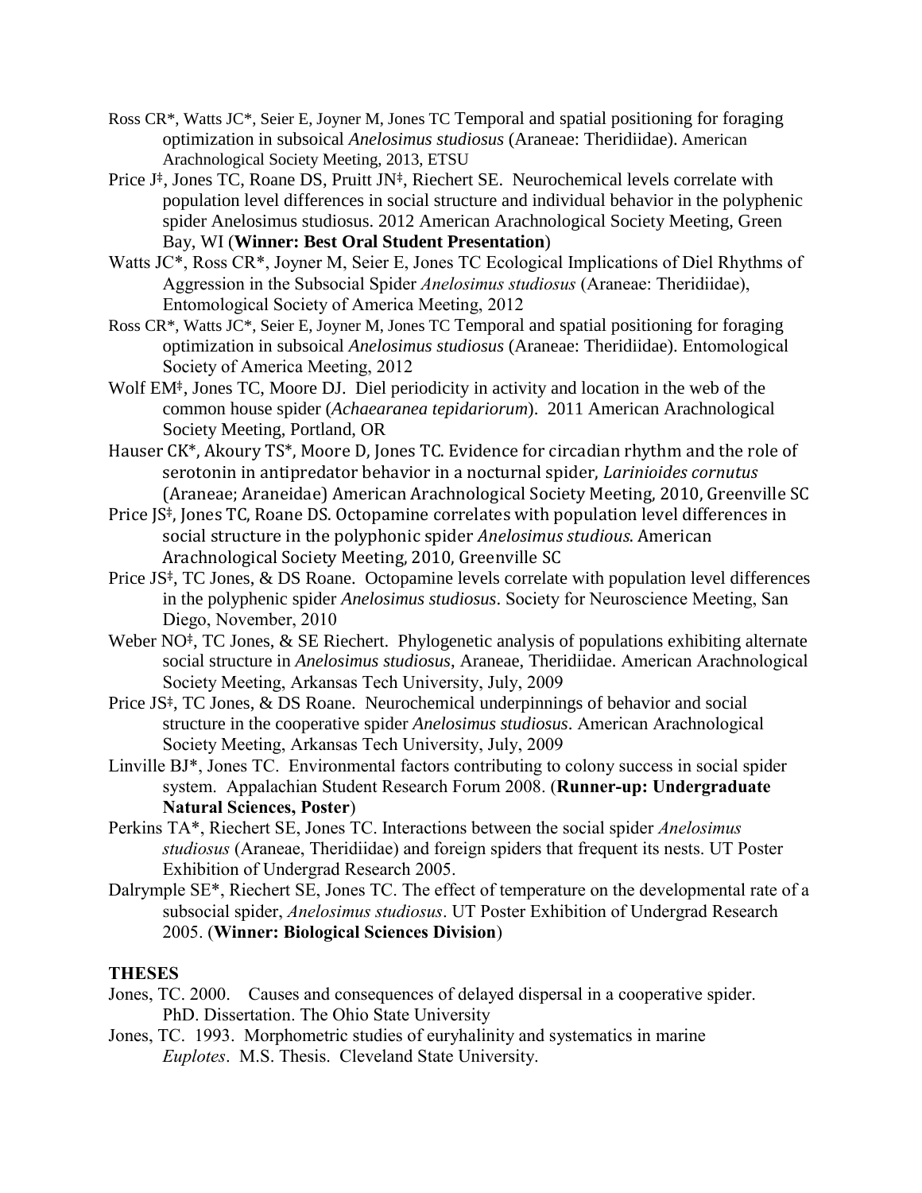Ross CR*, Watts JC*, Seier E, Joyner M, Jones TC Temporal and spatial positioning for foraging optimization in subsoical *Anelosimus studiosus* (Araneae: Theridiidae). American Arachnological Society Meeting, 2013, ETSU

Price J‡, Jones TC, Roane DS, Pruitt JN‡, Riechert SE. Neurochemical levels correlate with population level differences in social structure and individual behavior in the polyphenic spider Anelosimus studiosus. 2012 American Arachnological Society Meeting, Green Bay, WI (**Winner: Best Oral Student Presentation**)

Watts JC*, Ross CR*, Joyner M, Seier E, Jones TC Ecological Implications of Diel Rhythms of Aggression in the Subsocial Spider *Anelosimus studiosus* (Araneae: Theridiidae), Entomological Society of America Meeting, 2012

Ross CR*, Watts JC*, Seier E, Joyner M, Jones TC Temporal and spatial positioning for foraging optimization in subsoical *Anelosimus studiosus* (Araneae: Theridiidae). Entomological Society of America Meeting, 2012

Wolf EM‡, Jones TC, Moore DJ. Diel periodicity in activity and location in the web of the common house spider (*Achaearanea tepidariorum*). 2011 American Arachnological Society Meeting, Portland, OR

Hauser CK*, Akoury TS*, Moore D, Jones TC. Evidence for circadian rhythm and the role of serotonin in antipredator behavior in a nocturnal spider, *Larinioides cornutus* (Araneae; Araneidae) American Arachnological Society Meeting, 2010, Greenville SC

Price JS‡, Jones TC, Roane DS. Octopamine correlates with population level differences in social structure in the polyphonic spider *Anelosimus studious*. American Arachnological Society Meeting, 2010, Greenville SC

Price JS‡, TC Jones, & DS Roane. Octopamine levels correlate with population level differences in the polyphenic spider *Anelosimus studiosus*. Society for Neuroscience Meeting, San Diego, November, 2010

Weber NO‡, TC Jones, & SE Riechert. Phylogenetic analysis of populations exhibiting alternate social structure in *Anelosimus studiosus*, Araneae, Theridiidae. American Arachnological Society Meeting, Arkansas Tech University, July, 2009

Price JS‡, TC Jones, & DS Roane. Neurochemical underpinnings of behavior and social structure in the cooperative spider *Anelosimus studiosus*. American Arachnological Society Meeting, Arkansas Tech University, July, 2009

Linville BJ*, Jones TC. Environmental factors contributing to colony success in social spider system. Appalachian Student Research Forum 2008. (**Runner-up: Undergraduate Natural Sciences, Poster**)

Perkins TA*, Riechert SE, Jones TC. Interactions between the social spider *Anelosimus studiosus* (Araneae, Theridiidae) and foreign spiders that frequent its nests. UT Poster Exhibition of Undergrad Research 2005.

Dalrymple SE*, Riechert SE, Jones TC. The effect of temperature on the developmental rate of a subsocial spider, *Anelosimus studiosus*. UT Poster Exhibition of Undergrad Research 2005. (**Winner: Biological Sciences Division**)

**THESES**

Jones, TC. 2000. Causes and consequences of delayed dispersal in a cooperative spider. PhD. Dissertation. The Ohio State University

Jones, TC. 1993. Morphometric studies of euryhalinity and systematics in marine *Euplotes*. M.S. Thesis. Cleveland State University.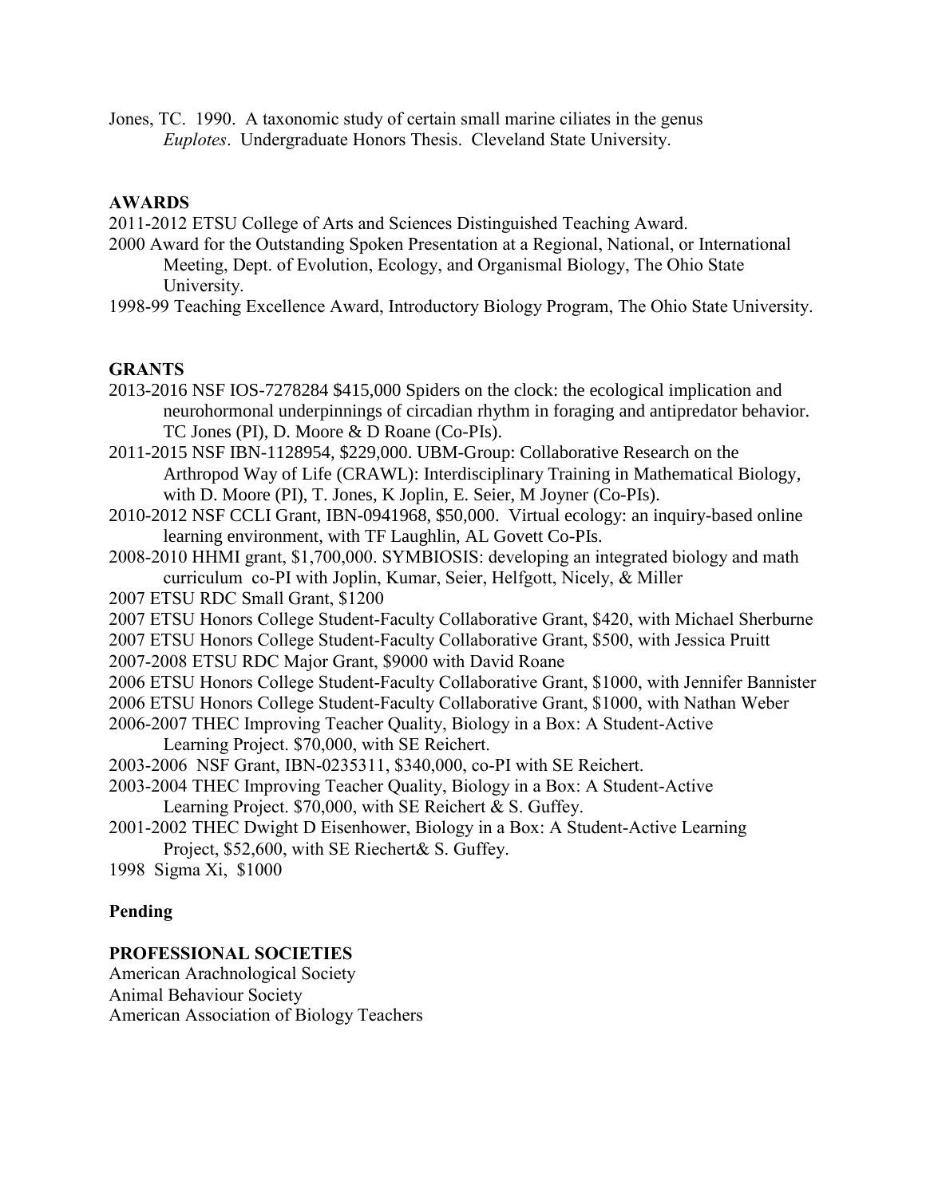Jones, TC. 1990. A taxonomic study of certain small marine ciliates in the genus *Euplotes*. Undergraduate Honors Thesis. Cleveland State University.

## AWARDS

2011-2012 ETSU College of Arts and Sciences Distinguished Teaching Award.

2000 Award for the Outstanding Spoken Presentation at a Regional, National, or International Meeting, Dept. of Evolution, Ecology, and Organismal Biology, The Ohio State University.

1998-99 Teaching Excellence Award, Introductory Biology Program, The Ohio State University.

## GRANTS

2013-2016 NSF IOS-7278284 $415,000 Spiders on the clock: the ecological implication and neurohormonal underpinnings of circadian rhythm in foraging and antipredator behavior. TC Jones (PI), D. Moore & D Roane (Co-PIs).

2011-2015 NSF IBN-1128954, $229,000. UBM-Group: Collaborative Research on the Arthropod Way of Life (CRAWL): Interdisciplinary Training in Mathematical Biology, with D. Moore (PI), T. Jones, K Joplin, E. Seier, M Joyner (Co-PIs).

2010-2012 NSF CCLI Grant, IBN-0941968, $50,000. Virtual ecology: an inquiry-based online learning environment, with TF Laughlin, AL Govett Co-PIs.

2008-2010 HHMI grant, $1,700,000. SYMBIOSIS: developing an integrated biology and math curriculum co-PI with Joplin, Kumar, Seier, Helfgott, Nicely, & Miller

2007 ETSU RDC Small Grant, $1200

2007 ETSU Honors College Student-Faculty Collaborative Grant, $420, with Michael Sherburne

2007 ETSU Honors College Student-Faculty Collaborative Grant, $500, with Jessica Pruitt

2007-2008 ETSU RDC Major Grant, $9000 with David Roane

2006 ETSU Honors College Student-Faculty Collaborative Grant, $1000, with Jennifer Bannister

2006 ETSU Honors College Student-Faculty Collaborative Grant, $1000, with Nathan Weber

2006-2007 THEC Improving Teacher Quality, Biology in a Box: A Student-Active Learning Project. $70,000, with SE Reichert.

2003-2006 NSF Grant, IBN-0235311, $340,000, co-PI with SE Reichert.

2003-2004 THEC Improving Teacher Quality, Biology in a Box: A Student-Active Learning Project. $70,000, with SE Reichert & S. Guffey.

2001-2002 THEC Dwight D Eisenhower, Biology in a Box: A Student-Active Learning Project, $52,600, with SE Riechert& S. Guffey.

1998 Sigma Xi, $1000

### Pending

## PROFESSIONAL SOCIETIES

American Arachnological Society

Animal Behaviour Society

American Association of Biology Teachers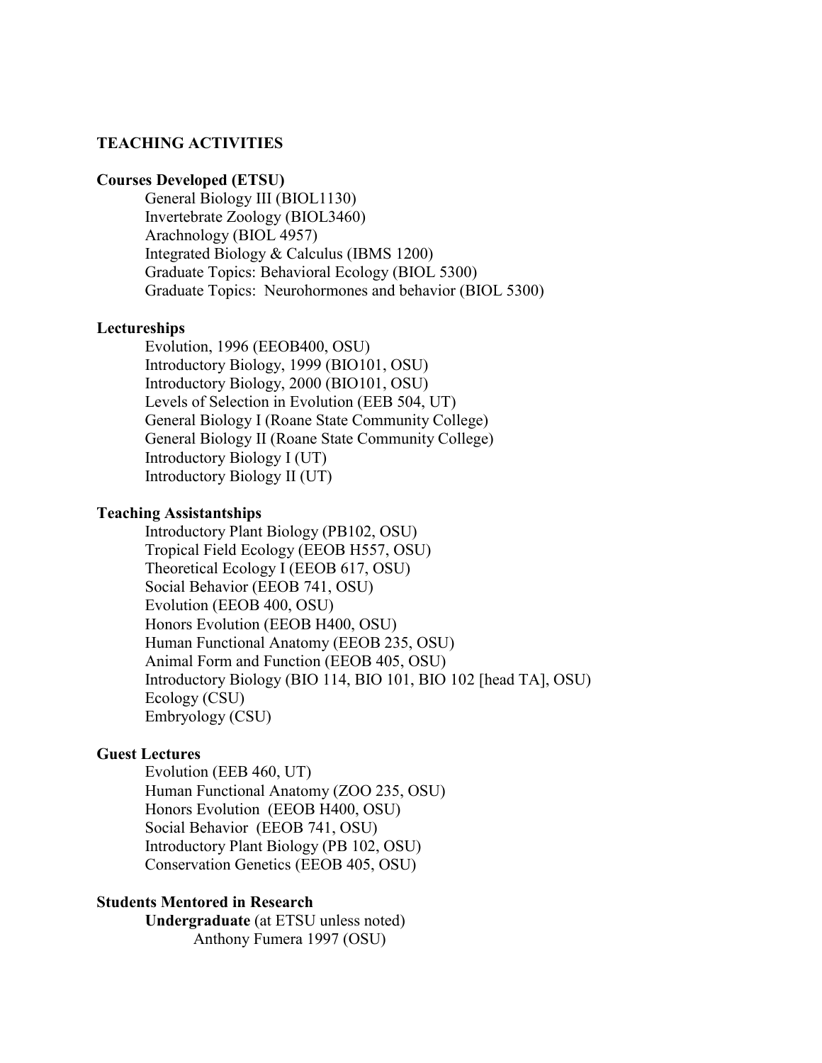## TEACHING ACTIVITIES

### Courses Developed (ETSU)

- General Biology III (BIOL1130)
- Invertebrate Zoology (BIOL3460)
- Arachnology (BIOL 4957)
- Integrated Biology & Calculus (IBMS 1200)
- Graduate Topics: Behavioral Ecology (BIOL 5300)
- Graduate Topics: Neurohormones and behavior (BIOL 5300)

### Lectureships

- Evolution, 1996 (EEOB400, OSU)
- Introductory Biology, 1999 (BIO101, OSU)
- Introductory Biology, 2000 (BIO101, OSU)
- Levels of Selection in Evolution (EEB 504, UT)
- General Biology I (Roane State Community College)
- General Biology II (Roane State Community College)
- Introductory Biology I (UT)
- Introductory Biology II (UT)

### Teaching Assistantships

- Introductory Plant Biology (PB102, OSU)
- Tropical Field Ecology (EEOB H557, OSU)
- Theoretical Ecology I (EEOB 617, OSU)
- Social Behavior (EEOB 741, OSU)
- Evolution (EEOB 400, OSU)
- Honors Evolution (EEOB H400, OSU)
- Human Functional Anatomy (EEOB 235, OSU)
- Animal Form and Function (EEOB 405, OSU)
- Introductory Biology (BIO 114, BIO 101, BIO 102 [head TA], OSU)
- Ecology (CSU)
- Embryology (CSU)

### Guest Lectures

- Evolution (EEB 460, UT)
- Human Functional Anatomy (ZOO 235, OSU)
- Honors Evolution (EEOB H400, OSU)
- Social Behavior (EEOB 741, OSU)
- Introductory Plant Biology (PB 102, OSU)
- Conservation Genetics (EEOB 405, OSU)

### Students Mentored in Research

**Undergraduate** (at ETSU unless noted)

- Anthony Fumera 1997 (OSU)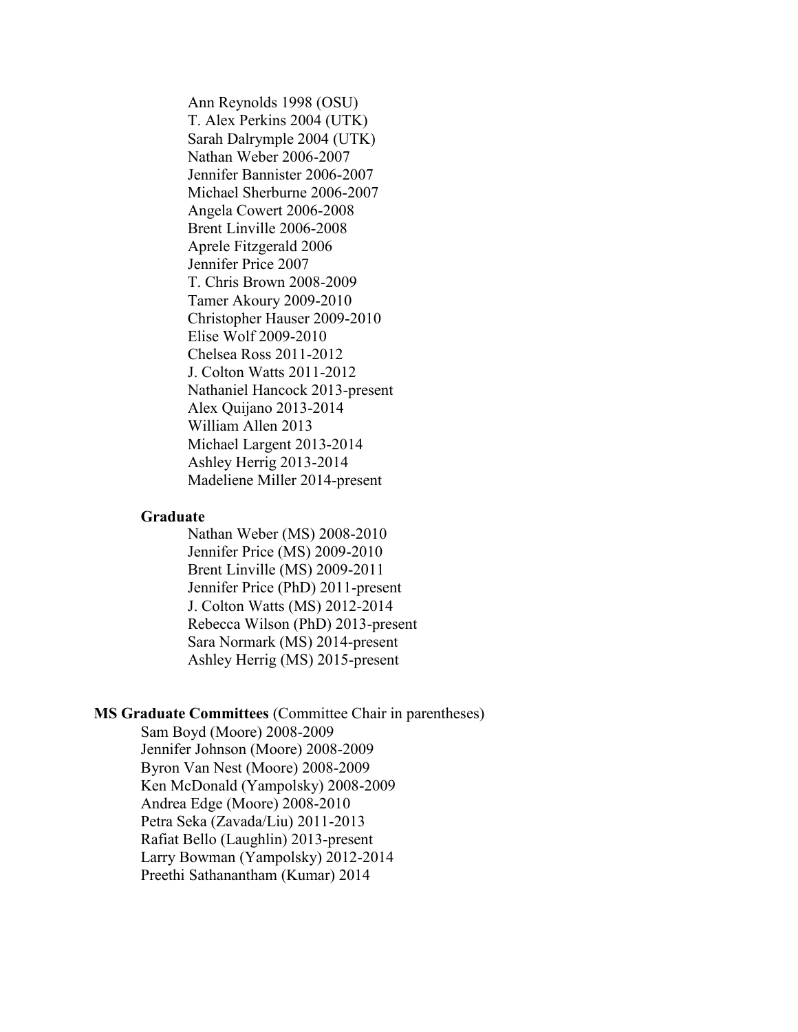Ann Reynolds 1998 (OSU)
T. Alex Perkins 2004 (UTK)
Sarah Dalrymple 2004 (UTK)
Nathan Weber 2006-2007
Jennifer Bannister 2006-2007
Michael Sherburne 2006-2007
Angela Cowert 2006-2008
Brent Linville 2006-2008
Aprele Fitzgerald 2006
Jennifer Price 2007
T. Chris Brown 2008-2009
Tamer Akoury 2009-2010
Christopher Hauser 2009-2010
Elise Wolf 2009-2010
Chelsea Ross 2011-2012
J. Colton Watts 2011-2012
Nathaniel Hancock 2013-present
Alex Quijano 2013-2014
William Allen 2013
Michael Largent 2013-2014
Ashley Herrig 2013-2014
Madeliene Miller 2014-present

**Graduate**

Nathan Weber (MS) 2008-2010
Jennifer Price (MS) 2009-2010
Brent Linville (MS) 2009-2011
Jennifer Price (PhD) 2011-present
J. Colton Watts (MS) 2012-2014
Rebecca Wilson (PhD) 2013-present
Sara Normark (MS) 2014-present
Ashley Herrig (MS) 2015-present

**MS Graduate Committees** (Committee Chair in parentheses)

Sam Boyd (Moore) 2008-2009
Jennifer Johnson (Moore) 2008-2009
Byron Van Nest (Moore) 2008-2009
Ken McDonald (Yampolsky) 2008-2009
Andrea Edge (Moore) 2008-2010
Petra Seka (Zavada/Liu) 2011-2013
Rafiat Bello (Laughlin) 2013-present
Larry Bowman (Yampolsky) 2012-2014
Preethi Sathanantham (Kumar) 2014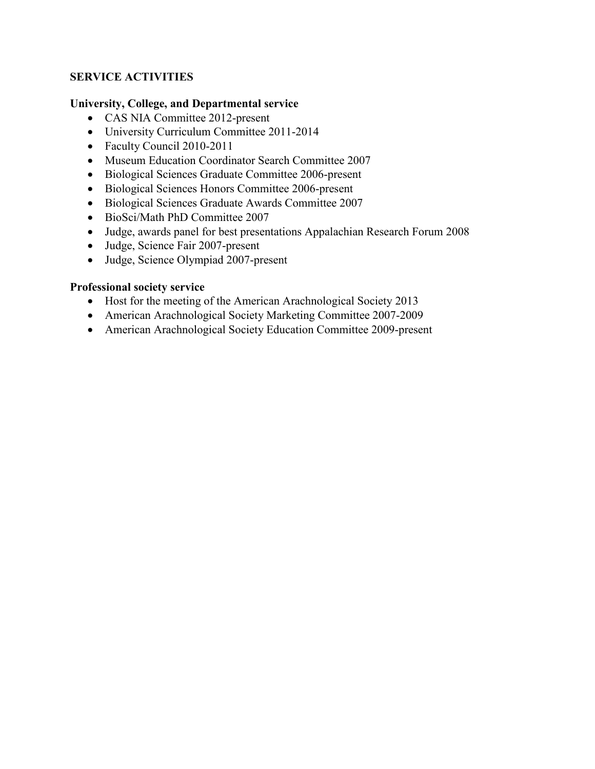## SERVICE ACTIVITIES

### University, College, and Departmental service

- CAS NIA Committee 2012-present
- University Curriculum Committee 2011-2014
- Faculty Council 2010-2011
- Museum Education Coordinator Search Committee 2007
- Biological Sciences Graduate Committee 2006-present
- Biological Sciences Honors Committee 2006-present
- Biological Sciences Graduate Awards Committee 2007
- BioSci/Math PhD Committee 2007
- Judge, awards panel for best presentations Appalachian Research Forum 2008
- Judge, Science Fair 2007-present
- Judge, Science Olympiad 2007-present

### Professional society service

- Host for the meeting of the American Arachnological Society 2013
- American Arachnological Society Marketing Committee 2007-2009
- American Arachnological Society Education Committee 2009-present